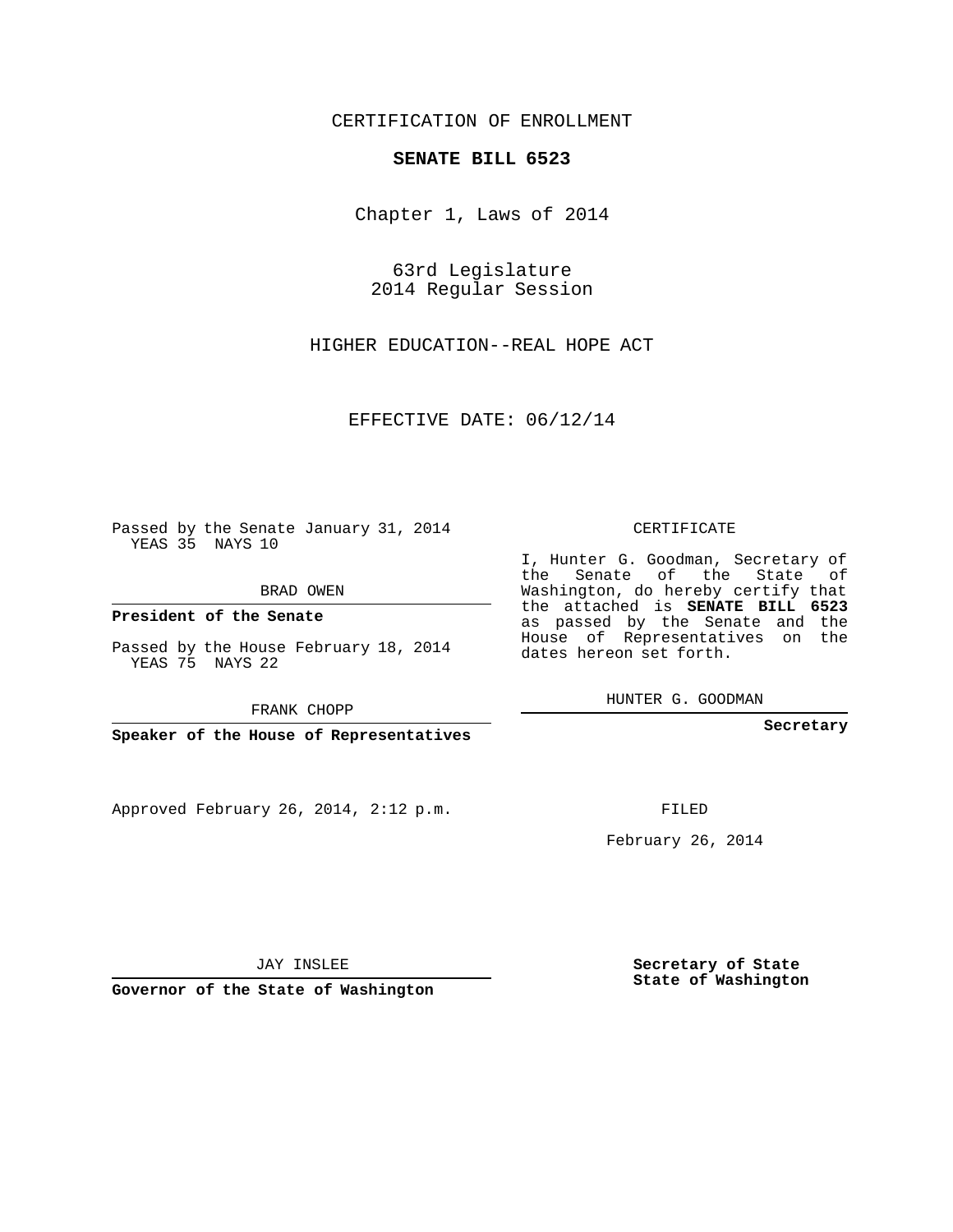CERTIFICATION OF ENROLLMENT

# SENATE BILL 6523

Chapter 1, Laws of 2014

63rd Legislature
2014 Regular Session

HIGHER EDUCATION--REAL HOPE ACT

EFFECTIVE DATE: 06/12/14

Passed by the Senate January 31, 2014
YEAS 35 NAYS 10

BRAD OWEN

**President of the Senate**

Passed by the House February 18, 2014
YEAS 75 NAYS 22

FRANK CHOPP

**Speaker of the House of Representatives**

CERTIFICATE

I, Hunter G. Goodman, Secretary of the Senate of the State of Washington, do hereby certify that the attached is **SENATE BILL 6523** as passed by the Senate and the House of Representatives on the dates hereon set forth.

HUNTER G. GOODMAN

**Secretary**

Approved February 26, 2014, 2:12 p.m.

FILED

February 26, 2014

JAY INSLEE

**Governor of the State of Washington**

**Secretary of State**
**State of Washington**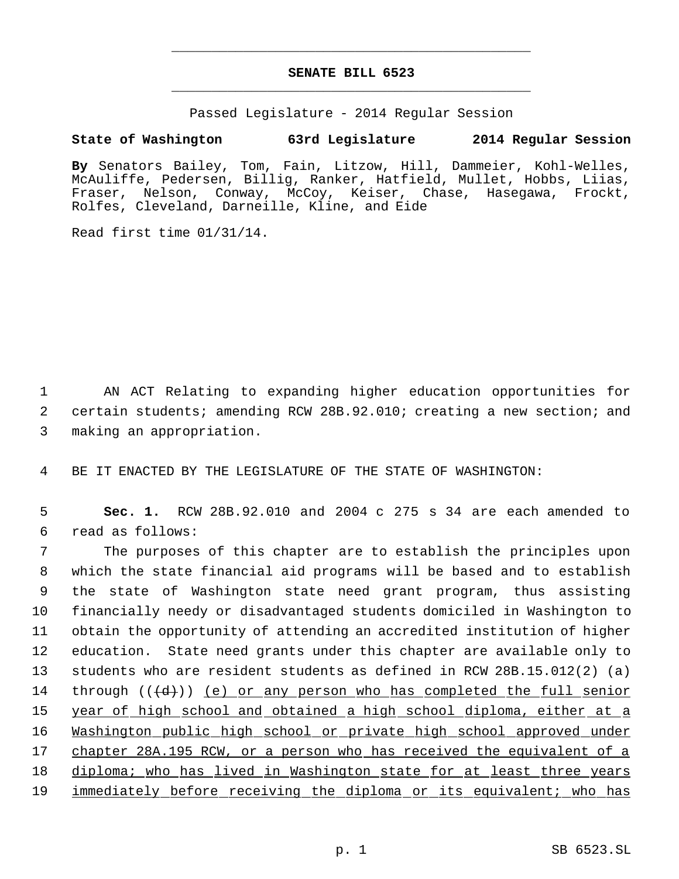# SENATE BILL 6523

Passed Legislature - 2014 Regular Session

**State of Washington 63rd Legislature 2014 Regular Session**

**By** Senators Bailey, Tom, Fain, Litzow, Hill, Dammeier, Kohl-Welles, McAuliffe, Pedersen, Billig, Ranker, Hatfield, Mullet, Hobbs, Liias, Fraser, Nelson, Conway, McCoy, Keiser, Chase, Hasegawa, Frockt, Rolfes, Cleveland, Darneille, Kline, and Eide

Read first time 01/31/14.

AN ACT Relating to expanding higher education opportunities for certain students; amending RCW 28B.92.010; creating a new section; and making an appropriation.

BE IT ENACTED BY THE LEGISLATURE OF THE STATE OF WASHINGTON:

**Sec. 1.** RCW 28B.92.010 and 2004 c 275 s 34 are each amended to read as follows:

The purposes of this chapter are to establish the principles upon which the state financial aid programs will be based and to establish the state of Washington state need grant program, thus assisting financially needy or disadvantaged students domiciled in Washington to obtain the opportunity of attending an accredited institution of higher education. State need grants under this chapter are available only to students who are resident students as defined in RCW 28B.15.012(2) (a) through ((~~(d)~~)) <u>(e) or any person who has completed the full senior year of high school and obtained a high school diploma, either at a Washington public high school or private high school approved under chapter 28A.195 RCW, or a person who has received the equivalent of a diploma; who has lived in Washington state for at least three years immediately before receiving the diploma or its equivalent; who has</u>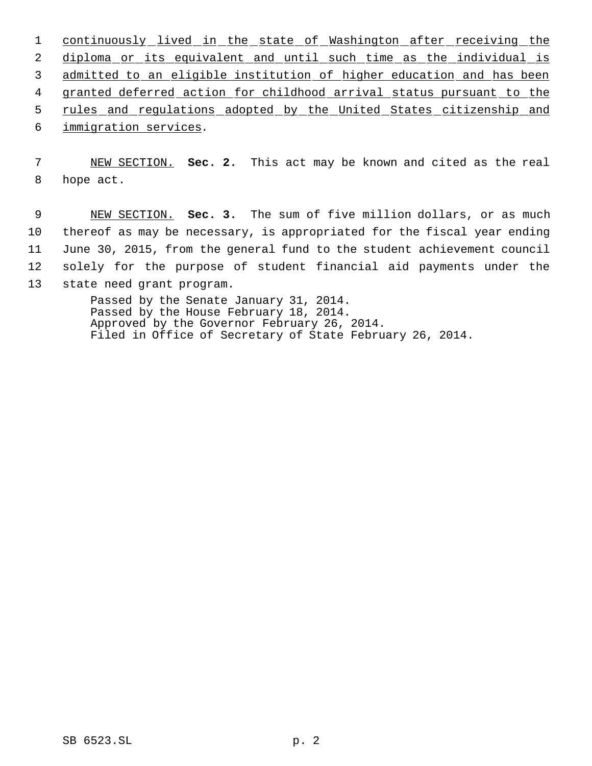continuously lived in the state of Washington after receiving the diploma or its equivalent and until such time as the individual is admitted to an eligible institution of higher education and has been granted deferred action for childhood arrival status pursuant to the rules and regulations adopted by the United States citizenship and immigration services.

NEW SECTION. **Sec. 2.** This act may be known and cited as the real hope act.

NEW SECTION. **Sec. 3.** The sum of five million dollars, or as much thereof as may be necessary, is appropriated for the fiscal year ending June 30, 2015, from the general fund to the student achievement council solely for the purpose of student financial aid payments under the state need grant program.

Passed by the Senate January 31, 2014.
Passed by the House February 18, 2014.
Approved by the Governor February 26, 2014.
Filed in Office of Secretary of State February 26, 2014.